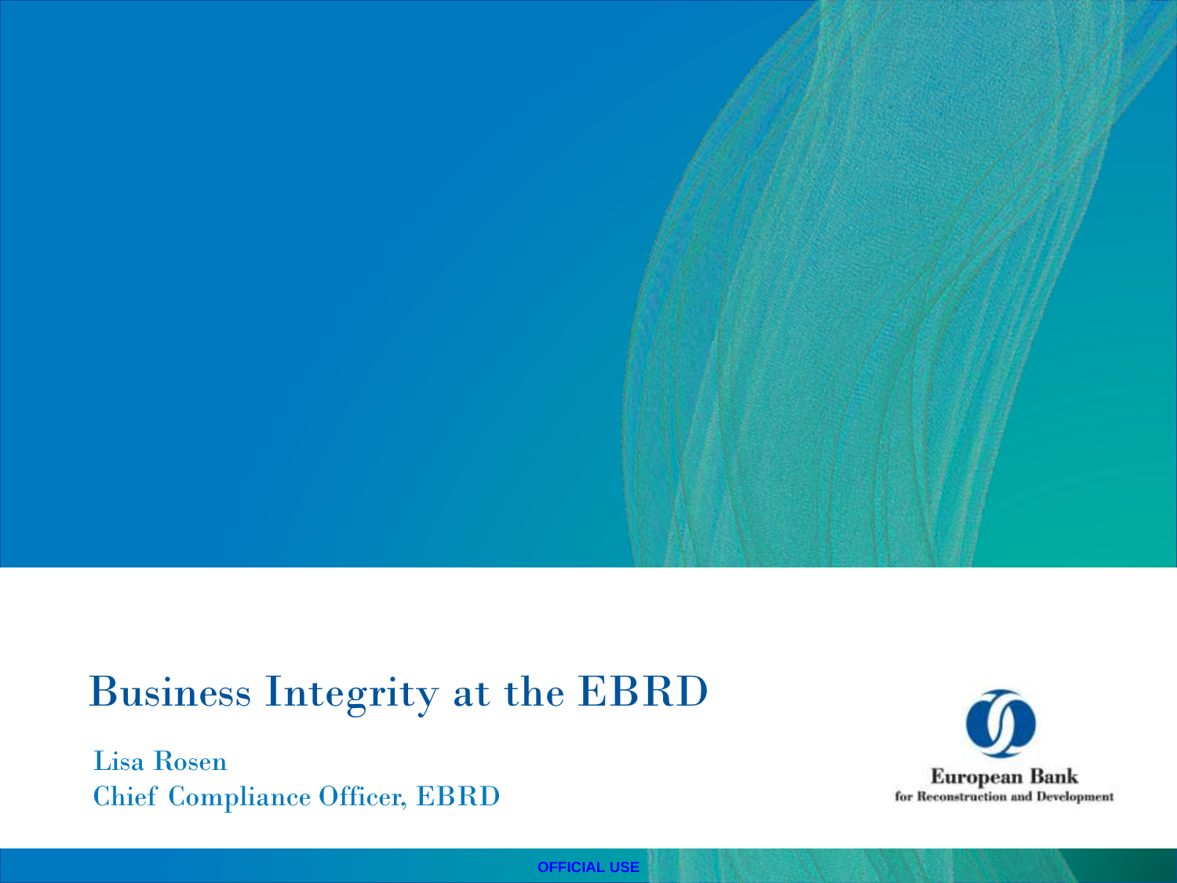# Business Integrity at the EBRD

Lisa Rosen
Chief Compliance Officer, EBRD

European Bank
for Reconstruction and Development

OFFICIAL USE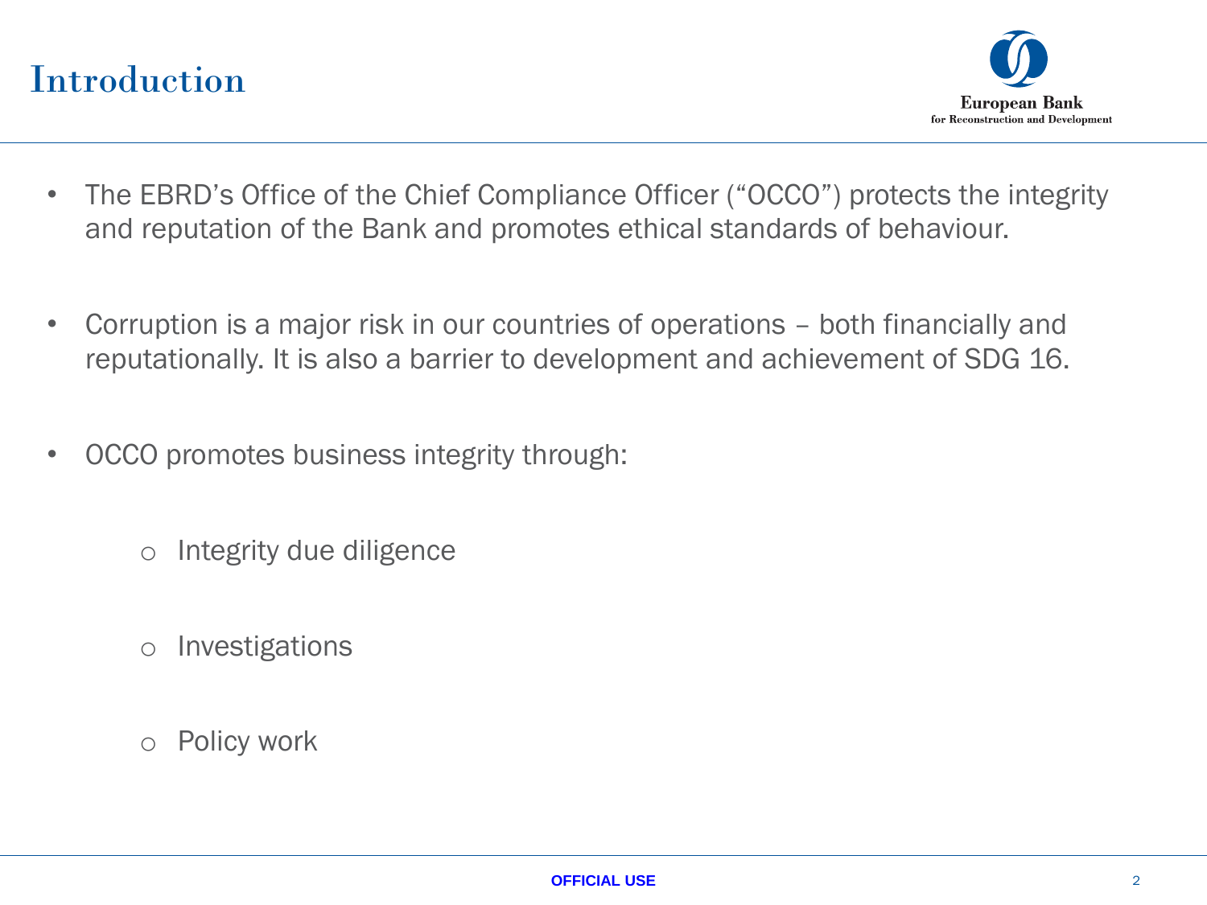# Introduction

- The EBRD's Office of the Chief Compliance Officer ("OCCO") protects the integrity and reputation of the Bank and promotes ethical standards of behaviour.

- Corruption is a major risk in our countries of operations – both financially and reputationally. It is also a barrier to development and achievement of SDG 16.

- OCCO promotes business integrity through:

  - Integrity due diligence

  - Investigations

  - Policy work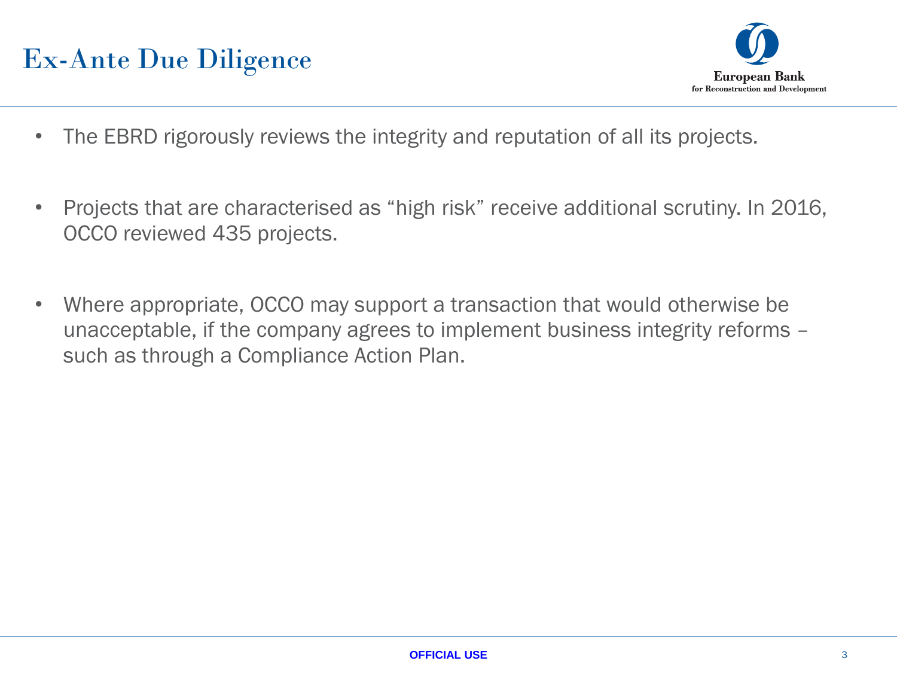# Ex-Ante Due Diligence

- The EBRD rigorously reviews the integrity and reputation of all its projects.

- Projects that are characterised as "high risk" receive additional scrutiny. In 2016, OCCO reviewed 435 projects.

- Where appropriate, OCCO may support a transaction that would otherwise be unacceptable, if the company agrees to implement business integrity reforms – such as through a Compliance Action Plan.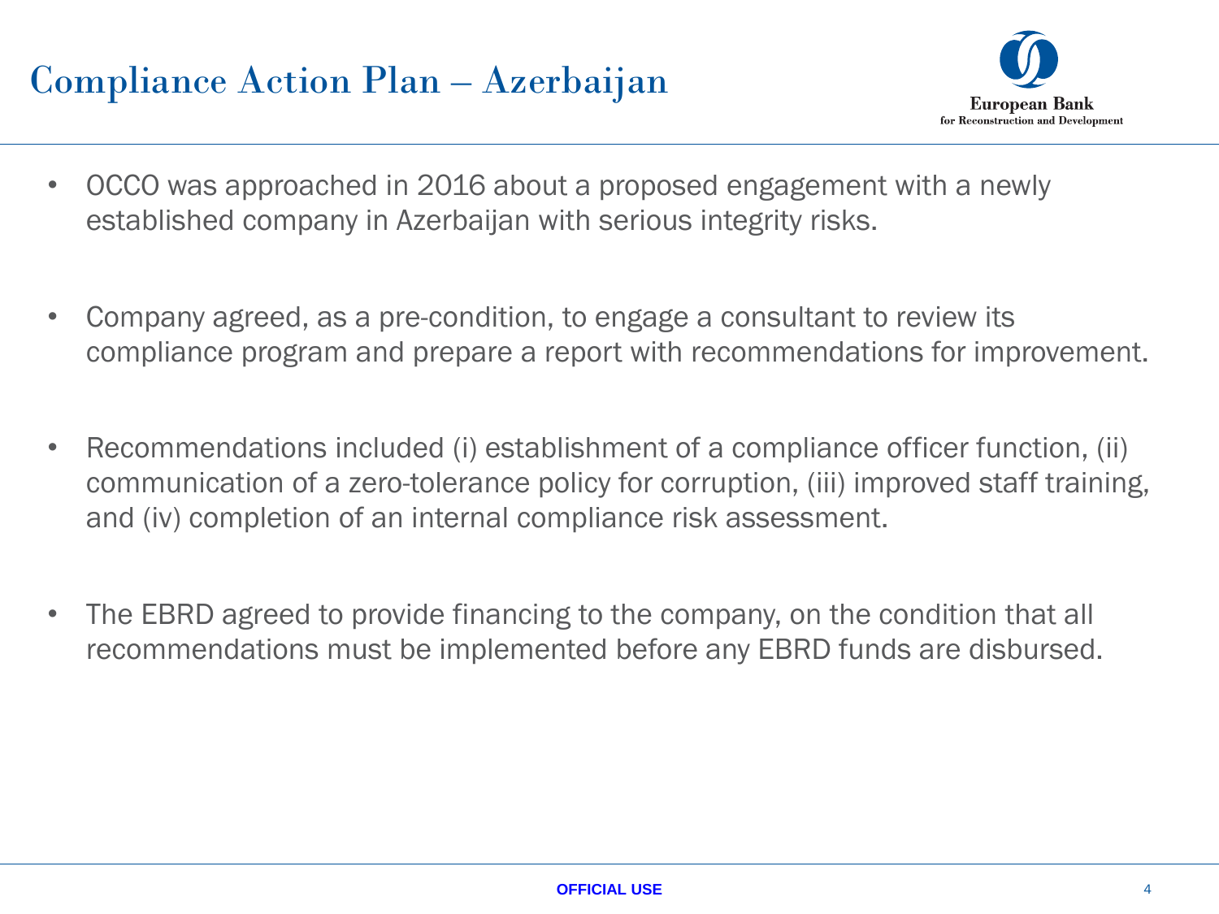# Compliance Action Plan – Azerbaijan

- OCCO was approached in 2016 about a proposed engagement with a newly established company in Azerbaijan with serious integrity risks.

- Company agreed, as a pre-condition, to engage a consultant to review its compliance program and prepare a report with recommendations for improvement.

- Recommendations included (i) establishment of a compliance officer function, (ii) communication of a zero-tolerance policy for corruption, (iii) improved staff training, and (iv) completion of an internal compliance risk assessment.

- The EBRD agreed to provide financing to the company, on the condition that all recommendations must be implemented before any EBRD funds are disbursed.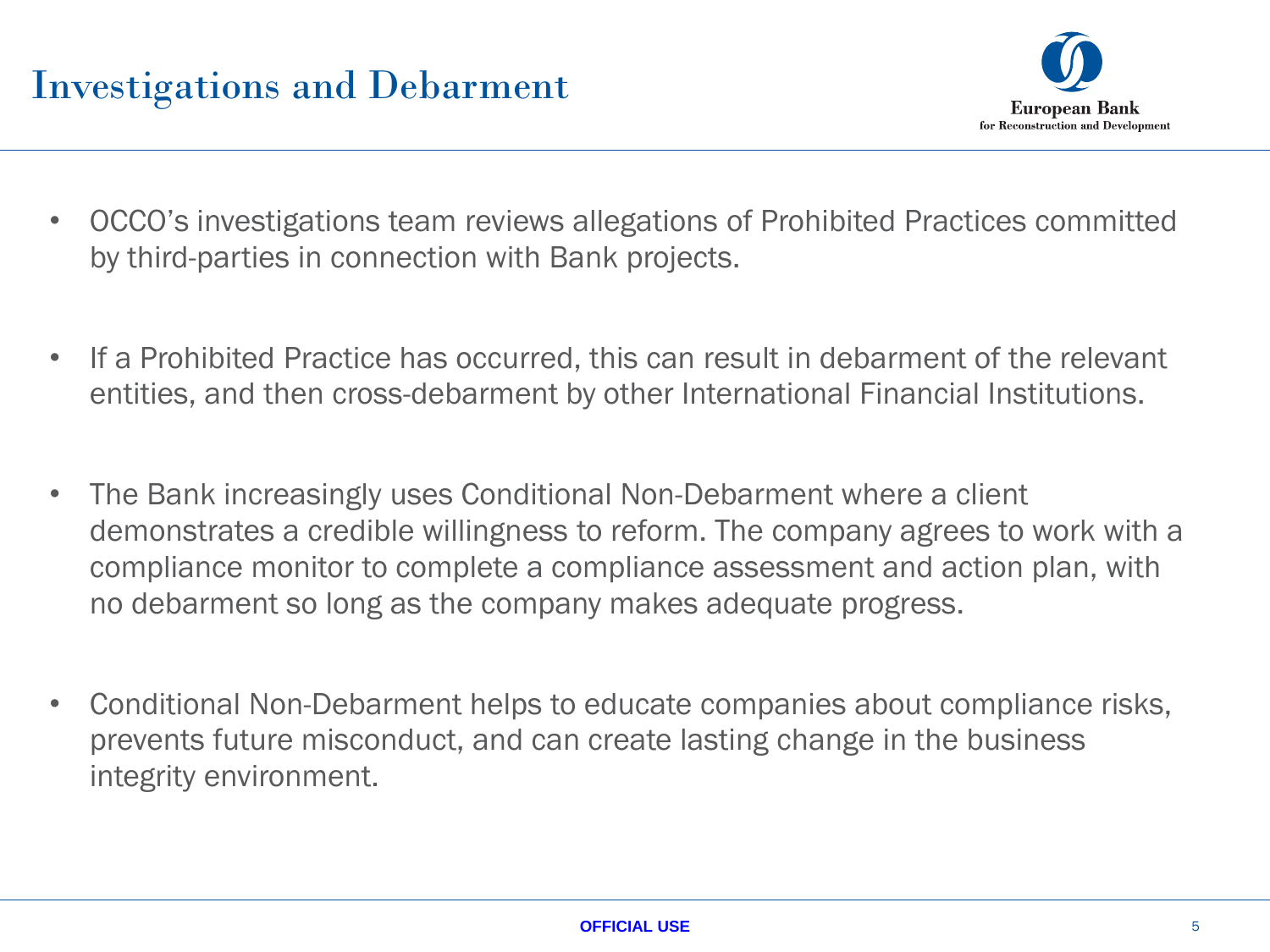# Investigations and Debarment

- OCCO’s investigations team reviews allegations of Prohibited Practices committed by third-parties in connection with Bank projects.

- If a Prohibited Practice has occurred, this can result in debarment of the relevant entities, and then cross-debarment by other International Financial Institutions.

- The Bank increasingly uses Conditional Non-Debarment where a client demonstrates a credible willingness to reform. The company agrees to work with a compliance monitor to complete a compliance assessment and action plan, with no debarment so long as the company makes adequate progress.

- Conditional Non-Debarment helps to educate companies about compliance risks, prevents future misconduct, and can create lasting change in the business integrity environment.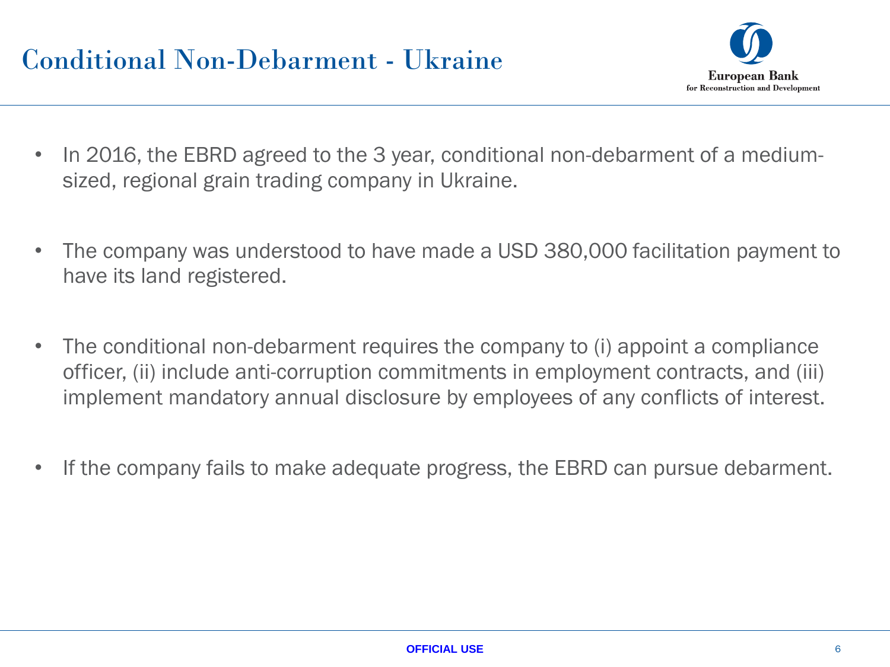# Conditional Non-Debarment - Ukraine

- In 2016, the EBRD agreed to the 3 year, conditional non-debarment of a medium-sized, regional grain trading company in Ukraine.

- The company was understood to have made a USD 380,000 facilitation payment to have its land registered.

- The conditional non-debarment requires the company to (i) appoint a compliance officer, (ii) include anti-corruption commitments in employment contracts, and (iii) implement mandatory annual disclosure by employees of any conflicts of interest.

- If the company fails to make adequate progress, the EBRD can pursue debarment.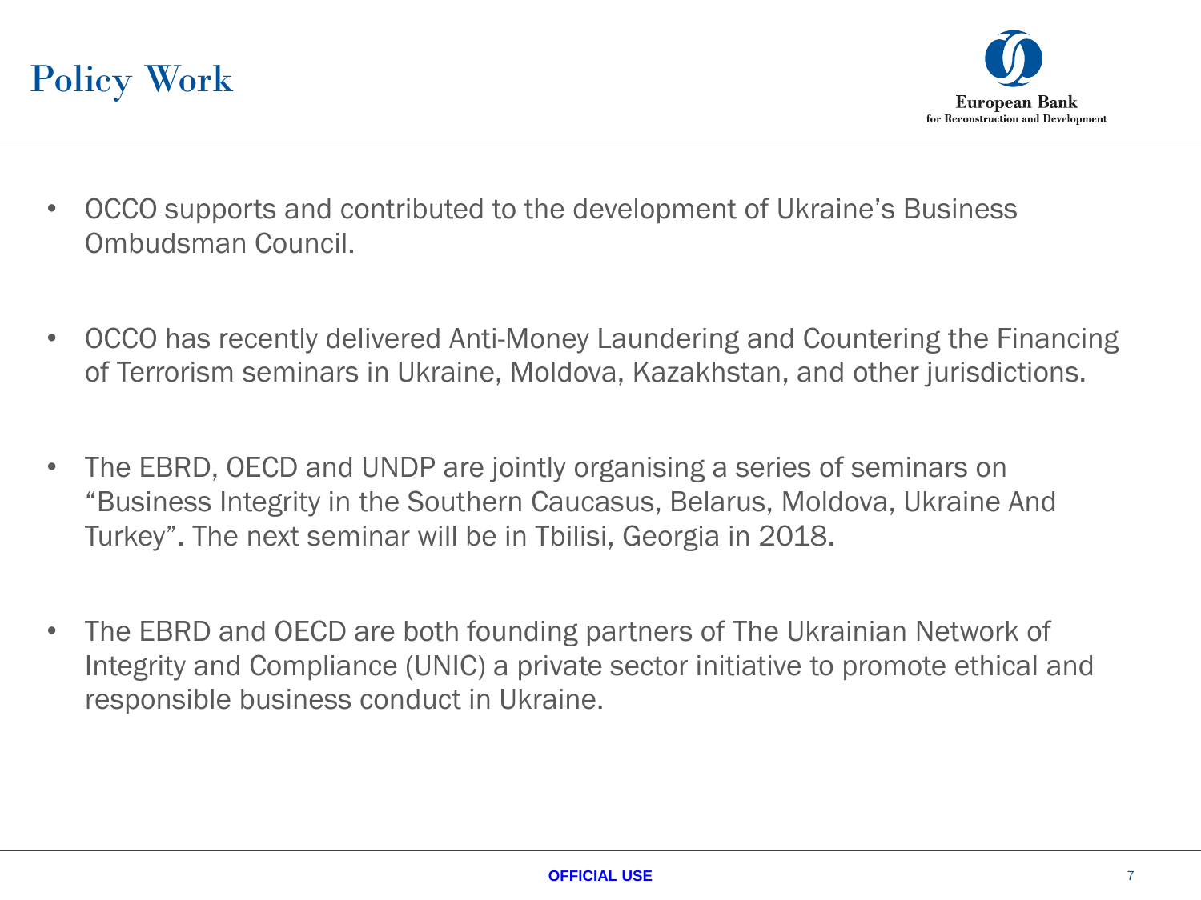# Policy Work

- OCCO supports and contributed to the development of Ukraine's Business Ombudsman Council.

- OCCO has recently delivered Anti-Money Laundering and Countering the Financing of Terrorism seminars in Ukraine, Moldova, Kazakhstan, and other jurisdictions.

- The EBRD, OECD and UNDP are jointly organising a series of seminars on "Business Integrity in the Southern Caucasus, Belarus, Moldova, Ukraine And Turkey". The next seminar will be in Tbilisi, Georgia in 2018.

- The EBRD and OECD are both founding partners of The Ukrainian Network of Integrity and Compliance (UNIC) a private sector initiative to promote ethical and responsible business conduct in Ukraine.

OFFICIAL USE